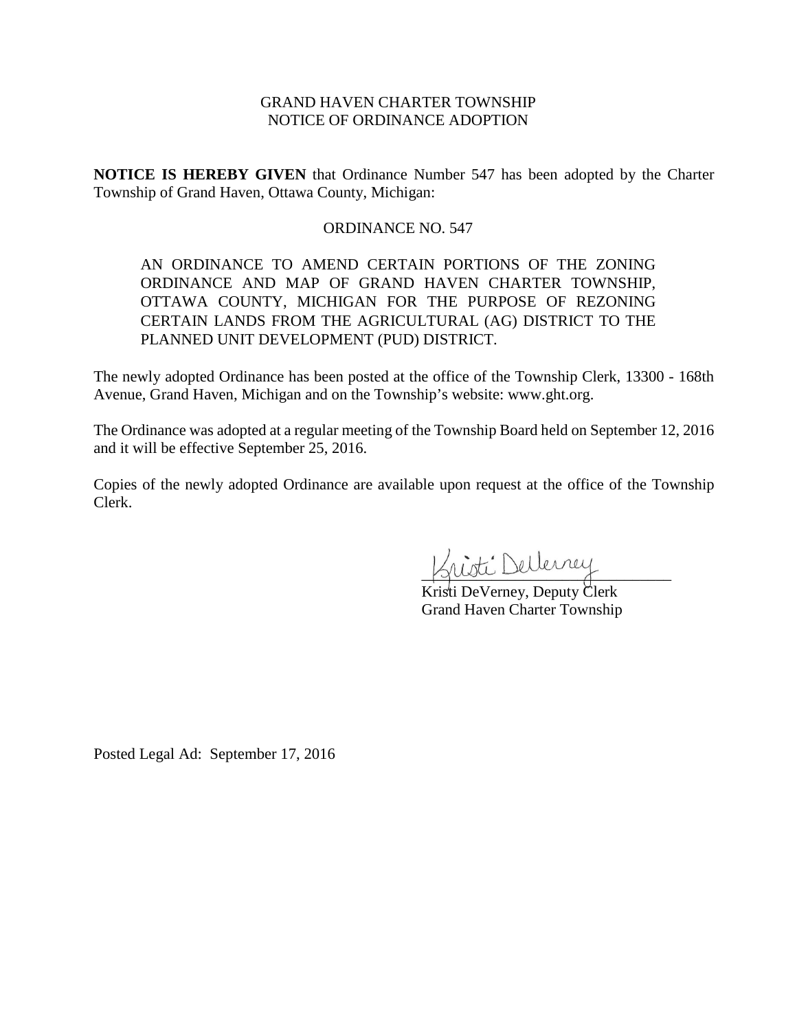GRAND HAVEN CHARTER TOWNSHIP
NOTICE OF ORDINANCE ADOPTION

**NOTICE IS HEREBY GIVEN** that Ordinance Number 547 has been adopted by the Charter Township of Grand Haven, Ottawa County, Michigan:

ORDINANCE NO. 547

AN ORDINANCE TO AMEND CERTAIN PORTIONS OF THE ZONING ORDINANCE AND MAP OF GRAND HAVEN CHARTER TOWNSHIP, OTTAWA COUNTY, MICHIGAN FOR THE PURPOSE OF REZONING CERTAIN LANDS FROM THE AGRICULTURAL (AG) DISTRICT TO THE PLANNED UNIT DEVELOPMENT (PUD) DISTRICT.

The newly adopted Ordinance has been posted at the office of the Township Clerk, 13300 - 168th Avenue, Grand Haven, Michigan and on the Township's website: www.ght.org.

The Ordinance was adopted at a regular meeting of the Township Board held on September 12, 2016 and it will be effective September 25, 2016.

Copies of the newly adopted Ordinance are available upon request at the office of the Township Clerk.

Kristi DeVerney

Kristi DeVerney, Deputy Clerk
Grand Haven Charter Township

Posted Legal Ad: September 17, 2016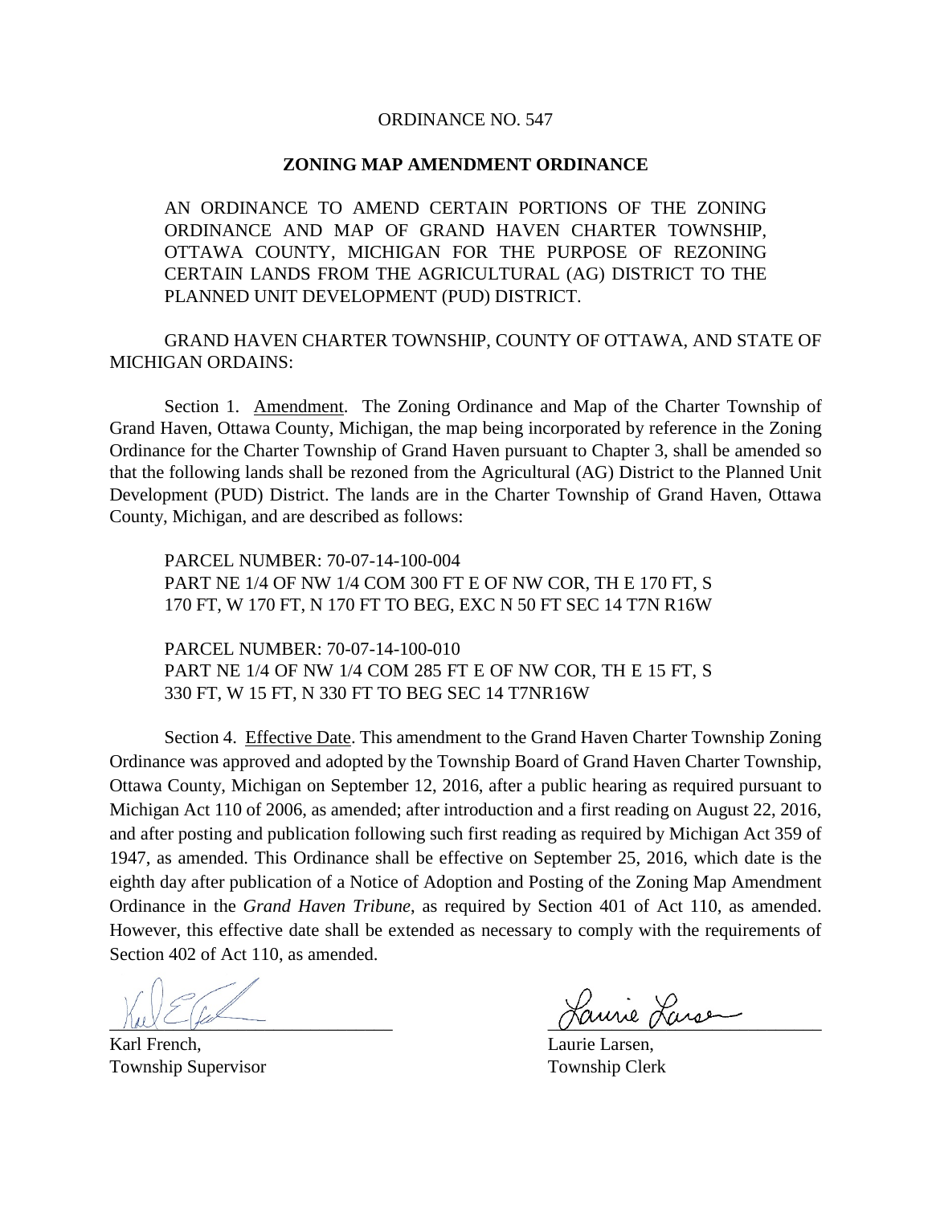ORDINANCE NO. 547

**ZONING MAP AMENDMENT ORDINANCE**

AN ORDINANCE TO AMEND CERTAIN PORTIONS OF THE ZONING ORDINANCE AND MAP OF GRAND HAVEN CHARTER TOWNSHIP, OTTAWA COUNTY, MICHIGAN FOR THE PURPOSE OF REZONING CERTAIN LANDS FROM THE AGRICULTURAL (AG) DISTRICT TO THE PLANNED UNIT DEVELOPMENT (PUD) DISTRICT.

GRAND HAVEN CHARTER TOWNSHIP, COUNTY OF OTTAWA, AND STATE OF MICHIGAN ORDAINS:

Section 1. Amendment. The Zoning Ordinance and Map of the Charter Township of Grand Haven, Ottawa County, Michigan, the map being incorporated by reference in the Zoning Ordinance for the Charter Township of Grand Haven pursuant to Chapter 3, shall be amended so that the following lands shall be rezoned from the Agricultural (AG) District to the Planned Unit Development (PUD) District. The lands are in the Charter Township of Grand Haven, Ottawa County, Michigan, and are described as follows:

PARCEL NUMBER: 70-07-14-100-004
PART NE 1/4 OF NW 1/4 COM 300 FT E OF NW COR, TH E 170 FT, S 170 FT, W 170 FT, N 170 FT TO BEG, EXC N 50 FT SEC 14 T7N R16W

PARCEL NUMBER: 70-07-14-100-010
PART NE 1/4 OF NW 1/4 COM 285 FT E OF NW COR, TH E 15 FT, S 330 FT, W 15 FT, N 330 FT TO BEG SEC 14 T7NR16W

Section 4. Effective Date. This amendment to the Grand Haven Charter Township Zoning Ordinance was approved and adopted by the Township Board of Grand Haven Charter Township, Ottawa County, Michigan on September 12, 2016, after a public hearing as required pursuant to Michigan Act 110 of 2006, as amended; after introduction and a first reading on August 22, 2016, and after posting and publication following such first reading as required by Michigan Act 359 of 1947, as amended. This Ordinance shall be effective on September 25, 2016, which date is the eighth day after publication of a Notice of Adoption and Posting of the Zoning Map Amendment Ordinance in the *Grand Haven Tribune*, as required by Section 401 of Act 110, as amended. However, this effective date shall be extended as necessary to comply with the requirements of Section 402 of Act 110, as amended.

Karl French,
Township Supervisor

Laurie Larsen,
Township Clerk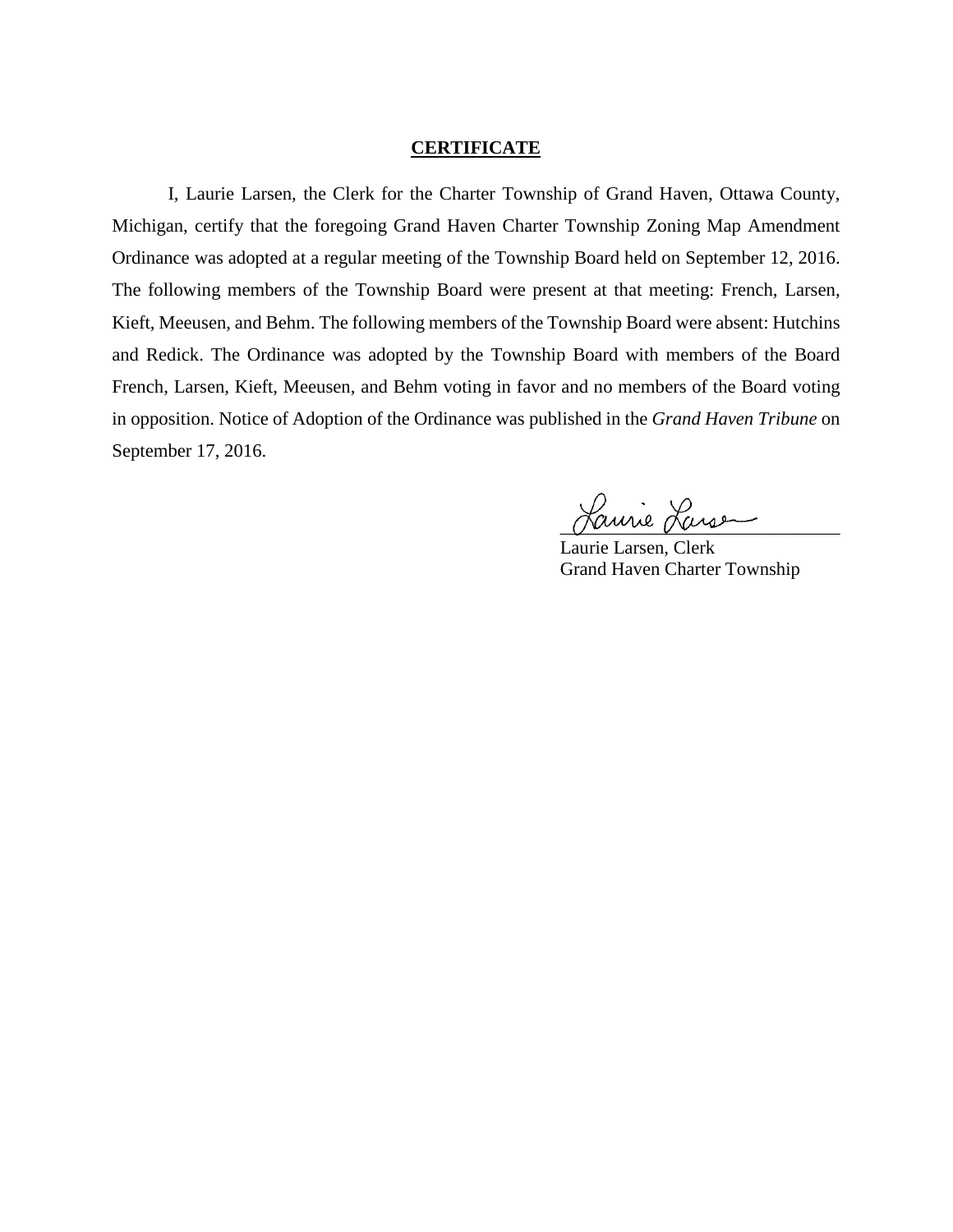**CERTIFICATE**

I, Laurie Larsen, the Clerk for the Charter Township of Grand Haven, Ottawa County, Michigan, certify that the foregoing Grand Haven Charter Township Zoning Map Amendment Ordinance was adopted at a regular meeting of the Township Board held on September 12, 2016. The following members of the Township Board were present at that meeting: French, Larsen, Kieft, Meeusen, and Behm. The following members of the Township Board were absent: Hutchins and Redick. The Ordinance was adopted by the Township Board with members of the Board French, Larsen, Kieft, Meeusen, and Behm voting in favor and no members of the Board voting in opposition. Notice of Adoption of the Ordinance was published in the *Grand Haven Tribune* on September 17, 2016.

Laurie Larsen
_____________________________
Laurie Larsen, Clerk
Grand Haven Charter Township